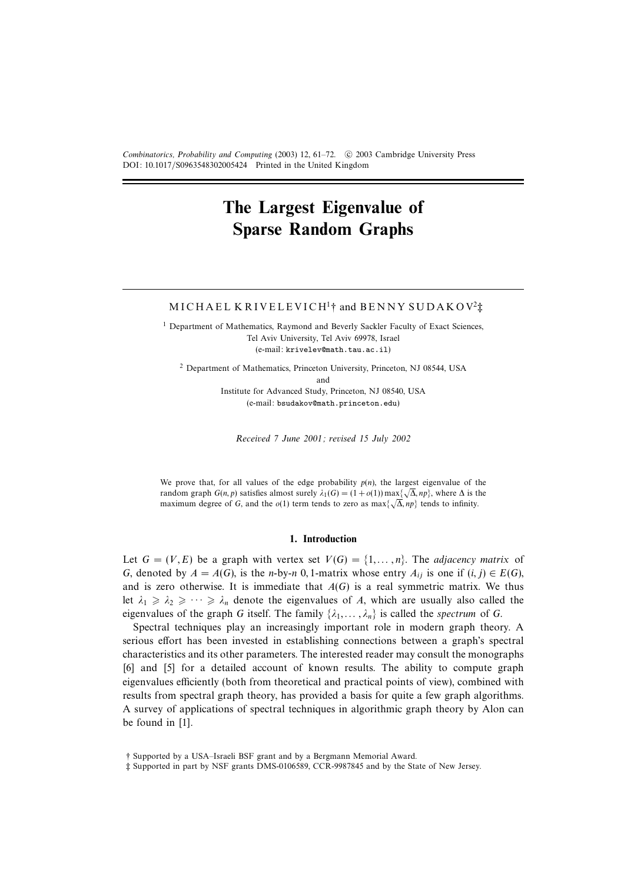Combinatorics, Probability and Computing (2003) 12, 61–72. © 2003 Cambridge University Press
DOI: 10.1017/S0963548302005424 Printed in the United Kingdom

# The Largest Eigenvalue of Sparse Random Graphs

MICHAEL KRIVELEVICH[1]† and BENNY SUDAKOV[2]‡

[1] Department of Mathematics, Raymond and Beverly Sackler Faculty of Exact Sciences, Tel Aviv University, Tel Aviv 69978, Israel
(e-mail: krivelev@math.tau.ac.il)

[2] Department of Mathematics, Princeton University, Princeton, NJ 08544, USA
and
Institute for Advanced Study, Princeton, NJ 08540, USA
(e-mail: bsudakov@math.princeton.edu)

*Received 7 June 2001; revised 15 July 2002*

We prove that, for all values of the edge probability $p(n)$, the largest eigenvalue of the random graph $G(n, p)$ satisfies almost surely $\lambda_1(G) = (1 + o(1)) \max\{\sqrt{\Delta}, np\}$, where $\Delta$ is the maximum degree of $G$, and the $o(1)$ term tends to zero as $\max\{\sqrt{\Delta}, np\}$ tends to infinity.

## 1. Introduction

Let $G = (V, E)$ be a graph with vertex set $V(G) = \{1, \dots, n\}$. The *adjacency matrix* of $G$, denoted by $A = A(G)$, is the $n$-by-$n$ 0,1-matrix whose entry $A_{ij}$ is one if $(i, j) \in E(G)$, and is zero otherwise. It is immediate that $A(G)$ is a real symmetric matrix. We thus let $\lambda_1 \geqslant \lambda_2 \geqslant \cdots \geqslant \lambda_n$ denote the eigenvalues of $A$, which are usually also called the eigenvalues of the graph $G$ itself. The family $\{\lambda_1, \dots, \lambda_n\}$ is called the *spectrum* of $G$.

Spectral techniques play an increasingly important role in modern graph theory. A serious effort has been invested in establishing connections between a graph's spectral characteristics and its other parameters. The interested reader may consult the monographs [6] and [5] for a detailed account of known results. The ability to compute graph eigenvalues efficiently (both from theoretical and practical points of view), combined with results from spectral graph theory, has provided a basis for quite a few graph algorithms. A survey of applications of spectral techniques in algorithmic graph theory by Alon can be found in [1].

† Supported by a USA–Israeli BSF grant and by a Bergmann Memorial Award.
‡ Supported in part by NSF grants DMS-0106589, CCR-9987845 and by the State of New Jersey.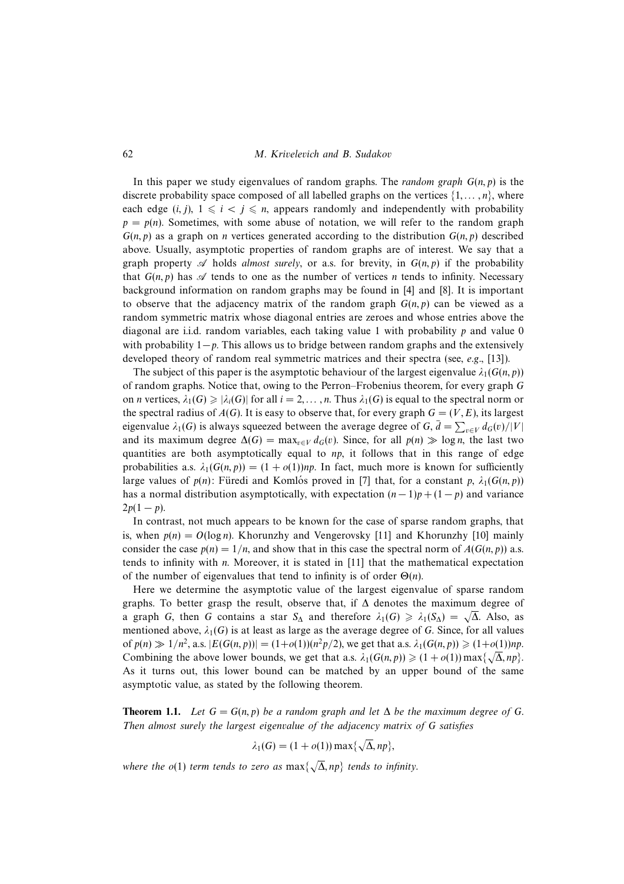In this paper we study eigenvalues of random graphs. The *random graph* $G(n,p)$ is the discrete probability space composed of all labelled graphs on the vertices $\{1,\ldots,n\}$, where each edge $(i,j)$, $1 \leqslant i < j \leqslant n$, appears randomly and independently with probability $p = p(n)$. Sometimes, with some abuse of notation, we will refer to the random graph $G(n,p)$ as a graph on $n$ vertices generated according to the distribution $G(n,p)$ described above. Usually, asymptotic properties of random graphs are of interest. We say that a graph property $\mathscr{A}$ holds *almost surely*, or a.s. for brevity, in $G(n,p)$ if the probability that $G(n,p)$ has $\mathscr{A}$ tends to one as the number of vertices $n$ tends to infinity. Necessary background information on random graphs may be found in [4] and [8]. It is important to observe that the adjacency matrix of the random graph $G(n,p)$ can be viewed as a random symmetric matrix whose diagonal entries are zeroes and whose entries above the diagonal are i.i.d. random variables, each taking value 1 with probability $p$ and value 0 with probability $1-p$. This allows us to bridge between random graphs and the extensively developed theory of random real symmetric matrices and their spectra (see, *e.g.*, [13]).

The subject of this paper is the asymptotic behaviour of the largest eigenvalue $\lambda_1(G(n,p))$ of random graphs. Notice that, owing to the Perron–Frobenius theorem, for every graph $G$ on $n$ vertices, $\lambda_1(G) \geqslant |\lambda_i(G)|$ for all $i = 2,\ldots,n$. Thus $\lambda_1(G)$ is equal to the spectral norm or the spectral radius of $A(G)$. It is easy to observe that, for every graph $G = (V,E)$, its largest eigenvalue $\lambda_1(G)$ is always squeezed between the average degree of $G$, $\bar{d} = \sum_{v \in V} d_G(v)/|V|$ and its maximum degree $\Delta(G) = \max_{v \in V} d_G(v)$. Since, for all $p(n) \gg \log n$, the last two quantities are both asymptotically equal to $np$, it follows that in this range of edge probabilities a.s. $\lambda_1(G(n,p)) = (1+o(1))np$. In fact, much more is known for sufficiently large values of $p(n)$: Füredi and Komlós proved in [7] that, for a constant $p$, $\lambda_1(G(n,p))$ has a normal distribution asymptotically, with expectation $(n-1)p + (1-p)$ and variance $2p(1-p)$.

In contrast, not much appears to be known for the case of sparse random graphs, that is, when $p(n) = O(\log n)$. Khorunzhy and Vengerovsky [11] and Khorunzhy [10] mainly consider the case $p(n) = 1/n$, and show that in this case the spectral norm of $A(G(n,p))$ a.s. tends to infinity with $n$. Moreover, it is stated in [11] that the mathematical expectation of the number of eigenvalues that tend to infinity is of order $\Theta(n)$.

Here we determine the asymptotic value of the largest eigenvalue of sparse random graphs. To better grasp the result, observe that, if $\Delta$ denotes the maximum degree of a graph $G$, then $G$ contains a star $S_\Delta$ and therefore $\lambda_1(G) \geqslant \lambda_1(S_\Delta) = \sqrt{\Delta}$. Also, as mentioned above, $\lambda_1(G)$ is at least as large as the average degree of $G$. Since, for all values of $p(n) \gg 1/n^2$, a.s. $|E(G(n,p))| = (1+o(1))(n^2p/2)$, we get that a.s. $\lambda_1(G(n,p)) \geqslant (1+o(1))np$. Combining the above lower bounds, we get that a.s. $\lambda_1(G(n,p)) \geqslant (1+o(1))\max\{\sqrt{\Delta}, np\}$. As it turns out, this lower bound can be matched by an upper bound of the same asymptotic value, as stated by the following theorem.

**Theorem 1.1.** *Let $G = G(n,p)$ be a random graph and let $\Delta$ be the maximum degree of $G$. Then almost surely the largest eigenvalue of the adjacency matrix of $G$ satisfies*

$$\lambda_1(G) = (1+o(1))\max\{\sqrt{\Delta}, np\},$$

*where the $o(1)$ term tends to zero as $\max\{\sqrt{\Delta}, np\}$ tends to infinity.*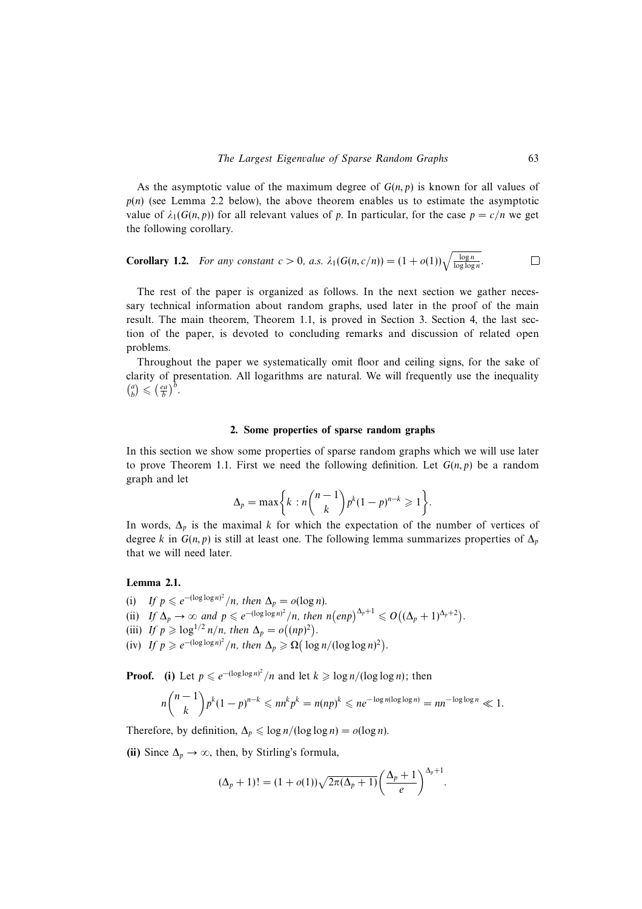As the asymptotic value of the maximum degree of $G(n, p)$ is known for all values of $p(n)$ (see Lemma 2.2 below), the above theorem enables us to estimate the asymptotic value of $\lambda_1(G(n, p))$ for all relevant values of $p$. In particular, for the case $p = c/n$ we get the following corollary.

**Corollary 1.2.** *For any constant $c > 0$, a.s. $\lambda_1(G(n, c/n)) = (1 + o(1))\sqrt{\frac{\log n}{\log \log n}}$.* □

The rest of the paper is organized as follows. In the next section we gather necessary technical information about random graphs, used later in the proof of the main result. The main theorem, Theorem 1.1, is proved in Section 3. Section 4, the last section of the paper, is devoted to concluding remarks and discussion of related open problems.

Throughout the paper we systematically omit floor and ceiling signs, for the sake of clarity of presentation. All logarithms are natural. We will frequently use the inequality $\binom{a}{b} \leqslant \left(\frac{ea}{b}\right)^b$.

## 2. Some properties of sparse random graphs

In this section we show some properties of sparse random graphs which we will use later to prove Theorem 1.1. First we need the following definition. Let $G(n, p)$ be a random graph and let

$$\Delta_p = \max\left\{k : n\binom{n-1}{k}p^k(1-p)^{n-k} \geqslant 1\right\}.$$

In words, $\Delta_p$ is the maximal $k$ for which the expectation of the number of vertices of degree $k$ in $G(n, p)$ is still at least one. The following lemma summarizes properties of $\Delta_p$ that we will need later.

**Lemma 2.1.**

(i) *If $p \leqslant e^{-(\log \log n)^2}/n$, then $\Delta_p = o(\log n)$.*

(ii) *If $\Delta_p \to \infty$ and $p \leqslant e^{-(\log \log n)^2}/n$, then $n\left(enp\right)^{\Delta_p+1} \leqslant O\left((\Delta_p + 1)^{\Delta_p+2}\right)$.*

(iii) *If $p \geqslant \log^{1/2} n/n$, then $\Delta_p = o\left((np)^2\right)$.*

(iv) *If $p \geqslant e^{-(\log \log n)^2}/n$, then $\Delta_p \geqslant \Omega\left(\log n/(\log \log n)^2\right)$.*

**Proof.** **(i)** Let $p \leqslant e^{-(\log \log n)^2}/n$ and let $k \geqslant \log n/(\log \log n)$; then

$$n\binom{n-1}{k}p^k(1-p)^{n-k} \leqslant nn^k p^k = n(np)^k \leqslant ne^{-\log n(\log \log n)} = nn^{-\log \log n} \ll 1.$$

Therefore, by definition, $\Delta_p \leqslant \log n/(\log \log n) = o(\log n)$.

**(ii)** Since $\Delta_p \to \infty$, then, by Stirling's formula,

$$(\Delta_p + 1)! = (1 + o(1))\sqrt{2\pi(\Delta_p + 1)}\left(\frac{\Delta_p + 1}{e}\right)^{\Delta_p+1}.$$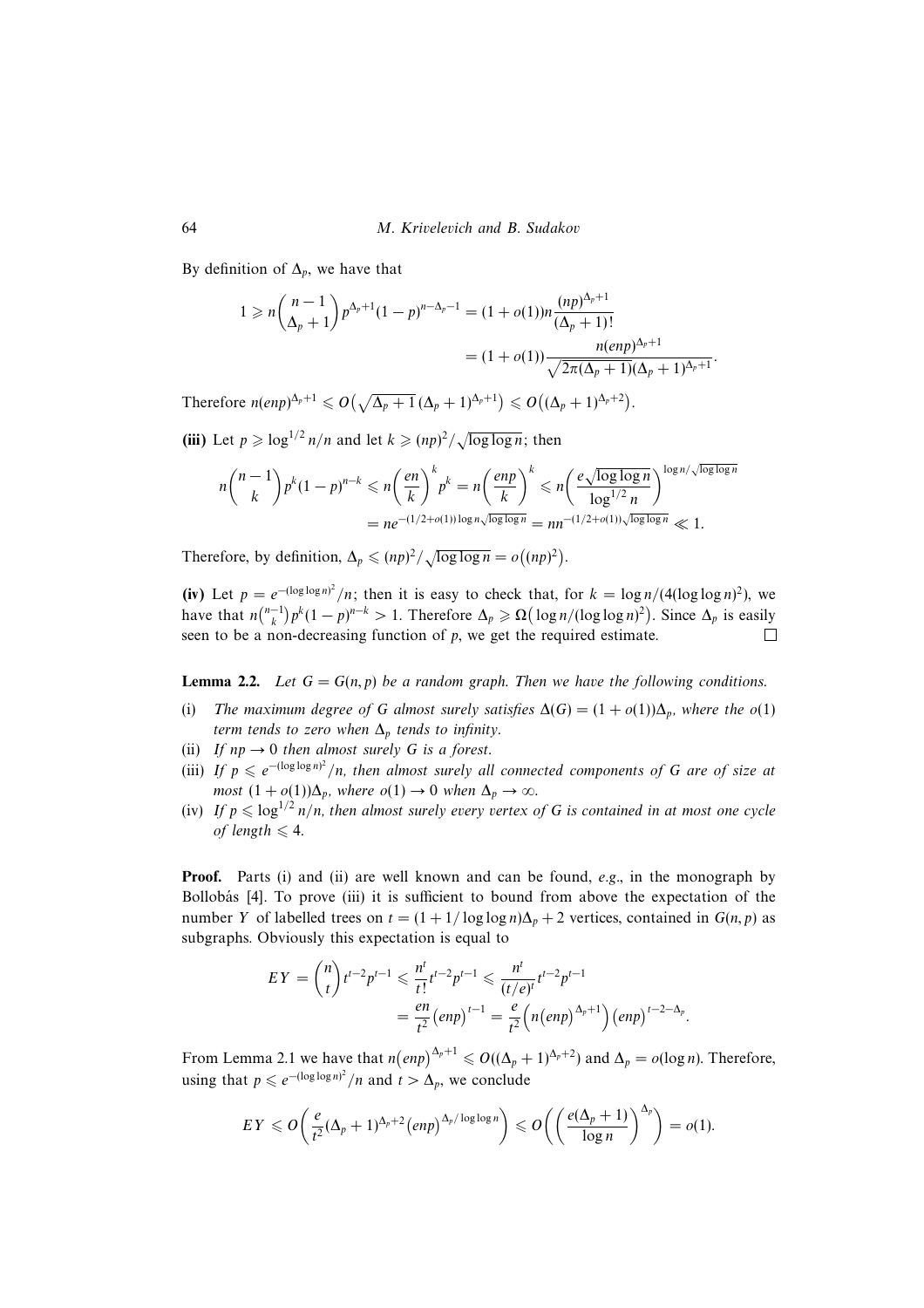By definition of $\Delta_p$, we have that

$$1 \geqslant n\binom{n-1}{\Delta_p+1}p^{\Delta_p+1}(1-p)^{n-\Delta_p-1} = (1+o(1))n\frac{(np)^{\Delta_p+1}}{(\Delta_p+1)!}$$
$$= (1+o(1))\frac{n(enp)^{\Delta_p+1}}{\sqrt{2\pi(\Delta_p+1)}(\Delta_p+1)^{\Delta_p+1}}.$$

Therefore $n(enp)^{\Delta_p+1} \leqslant O\big(\sqrt{\Delta_p+1}\,(\Delta_p+1)^{\Delta_p+1}\big) \leqslant O\big((\Delta_p+1)^{\Delta_p+2}\big)$.

**(iii)** Let $p \geqslant \log^{1/2} n/n$ and let $k \geqslant (np)^2/\sqrt{\log\log n}$; then

$$n\binom{n-1}{k}p^k(1-p)^{n-k} \leqslant n\left(\frac{en}{k}\right)^k p^k = n\left(\frac{enp}{k}\right)^k \leqslant n\left(\frac{e\sqrt{\log\log n}}{\log^{1/2} n}\right)^{\log n/\sqrt{\log\log n}}$$
$$= ne^{-(1/2+o(1))\log n\sqrt{\log\log n}} = nn^{-(1/2+o(1))\sqrt{\log\log n}} \ll 1.$$

Therefore, by definition, $\Delta_p \leqslant (np)^2/\sqrt{\log\log n} = o\big((np)^2\big)$.

**(iv)** Let $p = e^{-(\log\log n)^2}/n$; then it is easy to check that, for $k = \log n/(4(\log\log n)^2)$, we have that $n\binom{n-1}{k}p^k(1-p)^{n-k} > 1$. Therefore $\Delta_p \geqslant \Omega\big(\log n/(\log\log n)^2\big)$. Since $\Delta_p$ is easily seen to be a non-decreasing function of $p$, we get the required estimate. □

**Lemma 2.2.** *Let $G = G(n,p)$ be a random graph. Then we have the following conditions.*

(i) *The maximum degree of $G$ almost surely satisfies $\Delta(G) = (1+o(1))\Delta_p$, where the $o(1)$ term tends to zero when $\Delta_p$ tends to infinity.*

(ii) *If $np \to 0$ then almost surely $G$ is a forest.*

(iii) *If $p \leqslant e^{-(\log\log n)^2}/n$, then almost surely all connected components of $G$ are of size at most $(1+o(1))\Delta_p$, where $o(1) \to 0$ when $\Delta_p \to \infty$.*

(iv) *If $p \leqslant \log^{1/2} n/n$, then almost surely every vertex of $G$ is contained in at most one cycle of length $\leqslant 4$.*

**Proof.** Parts (i) and (ii) are well known and can be found, *e.g.*, in the monograph by Bollobás [4]. To prove (iii) it is sufficient to bound from above the expectation of the number $Y$ of labelled trees on $t = (1 + 1/\log\log n)\Delta_p + 2$ vertices, contained in $G(n,p)$ as subgraphs. Obviously this expectation is equal to

$$EY = \binom{n}{t}t^{t-2}p^{t-1} \leqslant \frac{n^t}{t!}t^{t-2}p^{t-1} \leqslant \frac{n^t}{(t/e)^t}t^{t-2}p^{t-1}$$
$$= \frac{en}{t^2}\big(enp\big)^{t-1} = \frac{e}{t^2}\Big(n\big(enp\big)^{\Delta_p+1}\Big)\big(enp\big)^{t-2-\Delta_p}.$$

From Lemma 2.1 we have that $n\big(enp\big)^{\Delta_p+1} \leqslant O((\Delta_p+1)^{\Delta_p+2})$ and $\Delta_p = o(\log n)$. Therefore, using that $p \leqslant e^{-(\log\log n)^2}/n$ and $t > \Delta_p$, we conclude

$$EY \leqslant O\left(\frac{e}{t^2}(\Delta_p+1)^{\Delta_p+2}\big(enp\big)^{\Delta_p/\log\log n}\right) \leqslant O\left(\left(\frac{e(\Delta_p+1)}{\log n}\right)^{\Delta_p}\right) = o(1).$$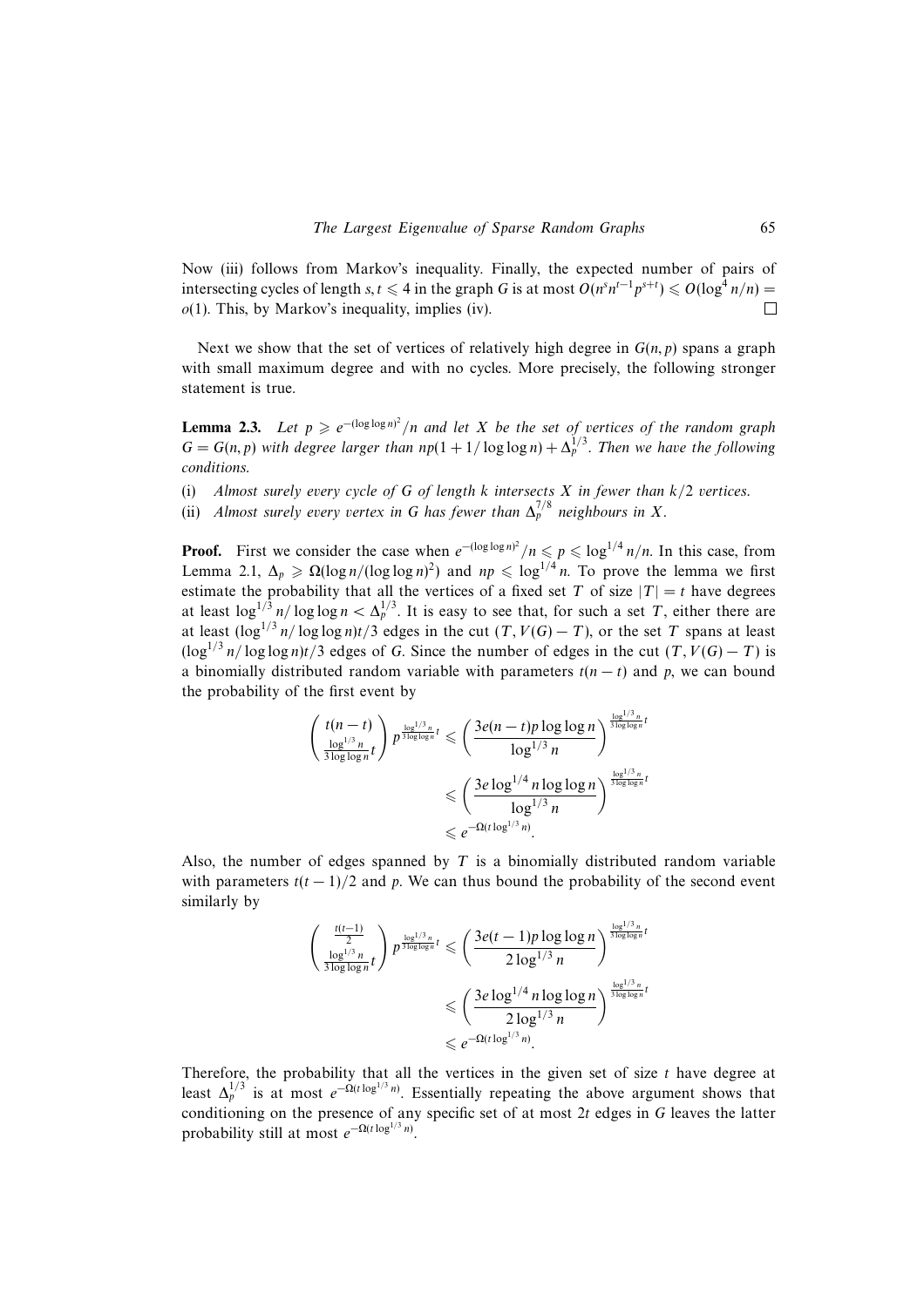Now (iii) follows from Markov's inequality. Finally, the expected number of pairs of intersecting cycles of length $s, t \leqslant 4$ in the graph $G$ is at most $O(n^s n^{t-1} p^{s+t}) \leqslant O(\log^4 n/n) = o(1)$. This, by Markov's inequality, implies (iv). $\square$

Next we show that the set of vertices of relatively high degree in $G(n, p)$ spans a graph with small maximum degree and with no cycles. More precisely, the following stronger statement is true.

**Lemma 2.3.** *Let $p \geqslant e^{-(\log\log n)^2}/n$ and let $X$ be the set of vertices of the random graph $G = G(n, p)$ with degree larger than $np(1 + 1/\log\log n) + \Delta_p^{1/3}$. Then we have the following conditions.*

(i) *Almost surely every cycle of $G$ of length $k$ intersects $X$ in fewer than $k/2$ vertices.*

(ii) *Almost surely every vertex in $G$ has fewer than $\Delta_p^{7/8}$ neighbours in $X$.*

**Proof.** First we consider the case when $e^{-(\log\log n)^2}/n \leqslant p \leqslant \log^{1/4} n/n$. In this case, from Lemma 2.1, $\Delta_p \geqslant \Omega(\log n/(\log\log n)^2)$ and $np \leqslant \log^{1/4} n$. To prove the lemma we first estimate the probability that all the vertices of a fixed set $T$ of size $|T| = t$ have degrees at least $\log^{1/3} n/\log\log n < \Delta_p^{1/3}$. It is easy to see that, for such a set $T$, either there are at least $(\log^{1/3} n/\log\log n)t/3$ edges in the cut $(T, V(G) - T)$, or the set $T$ spans at least $(\log^{1/3} n/\log\log n)t/3$ edges of $G$. Since the number of edges in the cut $(T, V(G) - T)$ is a binomially distributed random variable with parameters $t(n - t)$ and $p$, we can bound the probability of the first event by

$$
\begin{aligned}
\binom{t(n-t)}{\frac{\log^{1/3} n}{3\log\log n}t} p^{\frac{\log^{1/3} n}{3\log\log n}t} &\leqslant \left(\frac{3e(n-t)p\log\log n}{\log^{1/3} n}\right)^{\frac{\log^{1/3} n}{3\log\log n}t} \\
&\leqslant \left(\frac{3e\log^{1/4} n\log\log n}{\log^{1/3} n}\right)^{\frac{\log^{1/3} n}{3\log\log n}t} \\
&\leqslant e^{-\Omega(t\log^{1/3} n)}.
\end{aligned}
$$

Also, the number of edges spanned by $T$ is a binomially distributed random variable with parameters $t(t - 1)/2$ and $p$. We can thus bound the probability of the second event similarly by

$$
\begin{aligned}
\binom{\frac{t(t-1)}{2}}{\frac{\log^{1/3} n}{3\log\log n}t} p^{\frac{\log^{1/3} n}{3\log\log n}t} &\leqslant \left(\frac{3e(t-1)p\log\log n}{2\log^{1/3} n}\right)^{\frac{\log^{1/3} n}{3\log\log n}t} \\
&\leqslant \left(\frac{3e\log^{1/4} n\log\log n}{2\log^{1/3} n}\right)^{\frac{\log^{1/3} n}{3\log\log n}t} \\
&\leqslant e^{-\Omega(t\log^{1/3} n)}.
\end{aligned}
$$

Therefore, the probability that all the vertices in the given set of size $t$ have degree at least $\Delta_p^{1/3}$ is at most $e^{-\Omega(t\log^{1/3} n)}$. Essentially repeating the above argument shows that conditioning on the presence of any specific set of at most $2t$ edges in $G$ leaves the latter probability still at most $e^{-\Omega(t\log^{1/3} n)}$.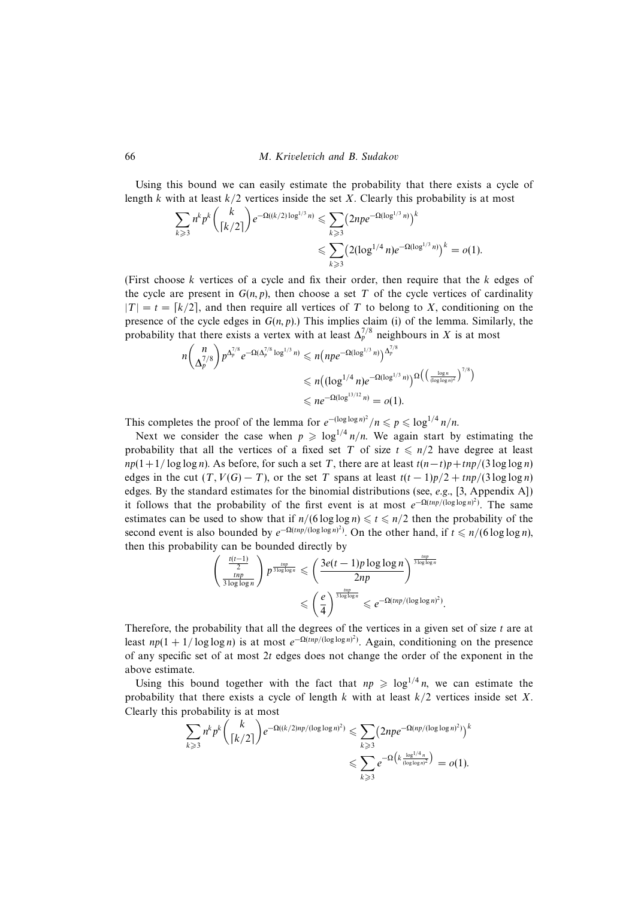Using this bound we can easily estimate the probability that there exists a cycle of length $k$ with at least $k/2$ vertices inside the set $X$. Clearly this probability is at most

$$\sum_{k\geqslant 3} n^k p^k \binom{k}{\lceil k/2\rceil} e^{-\Omega((k/2)\log^{1/3} n)} \leqslant \sum_{k\geqslant 3}\left(2npe^{-\Omega(\log^{1/3} n)}\right)^k \leqslant \sum_{k\geqslant 3}\left(2(\log^{1/4} n)e^{-\Omega(\log^{1/3} n)}\right)^k = o(1).$$

(First choose $k$ vertices of a cycle and fix their order, then require that the $k$ edges of the cycle are present in $G(n,p)$, then choose a set $T$ of the cycle vertices of cardinality $|T| = t = \lceil k/2\rceil$, and then require all vertices of $T$ to belong to $X$, conditioning on the presence of the cycle edges in $G(n,p)$.) This implies claim (i) of the lemma. Similarly, the probability that there exists a vertex with at least $\Delta_p^{7/8}$ neighbours in $X$ is at most

$$n\binom{n}{\Delta_p^{7/8}} p^{\Delta_p^{7/8}} e^{-\Omega(\Delta_p^{7/8}\log^{1/3} n)} \leqslant n\left(npe^{-\Omega(\log^{1/3} n)}\right)^{\Delta_p^{7/8}} \leqslant n\left((\log^{1/4} n)e^{-\Omega(\log^{1/3} n)}\right)^{\Omega\left(\left(\frac{\log n}{(\log\log n)^2}\right)^{7/8}\right)} \leqslant ne^{-\Omega(\log^{13/12} n)} = o(1).$$

This completes the proof of the lemma for $e^{-(\log\log n)^2}/n \leqslant p \leqslant \log^{1/4} n/n$.

Next we consider the case when $p \geqslant \log^{1/4} n/n$. We again start by estimating the probability that all the vertices of a fixed set $T$ of size $t \leqslant n/2$ have degree at least $np(1+1/\log\log n)$. As before, for such a set $T$, there are at least $t(n-t)p+tnp/(3\log\log n)$ edges in the cut $(T, V(G)-T)$, or the set $T$ spans at least $t(t-1)p/2+tnp/(3\log\log n)$ edges. By the standard estimates for the binomial distributions (see, *e.g.*, [3, Appendix A]) it follows that the probability of the first event is at most $e^{-\Omega(tnp/(\log\log n)^2)}$. The same estimates can be used to show that if $n/(6\log\log n) \leqslant t \leqslant n/2$ then the probability of the second event is also bounded by $e^{-\Omega(tnp/(\log\log n)^2)}$. On the other hand, if $t \leqslant n/(6\log\log n)$, then this probability can be bounded directly by

$$\binom{\frac{t(t-1)}{2}}{\frac{tnp}{3\log\log n}} p^{\frac{tnp}{3\log\log n}} \leqslant \left(\frac{3e(t-1)p\log\log n}{2np}\right)^{\frac{tnp}{3\log\log n}} \leqslant \left(\frac{e}{4}\right)^{\frac{tnp}{3\log\log n}} \leqslant e^{-\Omega(tnp/(\log\log n)^2)}.$$

Therefore, the probability that all the degrees of the vertices in a given set of size $t$ are at least $np(1+1/\log\log n)$ is at most $e^{-\Omega(tnp/(\log\log n)^2)}$. Again, conditioning on the presence of any specific set of at most $2t$ edges does not change the order of the exponent in the above estimate.

Using this bound together with the fact that $np \geqslant \log^{1/4} n$, we can estimate the probability that there exists a cycle of length $k$ with at least $k/2$ vertices inside set $X$. Clearly this probability is at most

$$\sum_{k\geqslant 3} n^k p^k \binom{k}{\lceil k/2\rceil} e^{-\Omega((k/2)np/(\log\log n)^2)} \leqslant \sum_{k\geqslant 3}\left(2npe^{-\Omega(np/(\log\log n)^2)}\right)^k \leqslant \sum_{k\geqslant 3} e^{-\Omega\left(k\frac{\log^{1/4} n}{(\log\log n)^2}\right)} = o(1).$$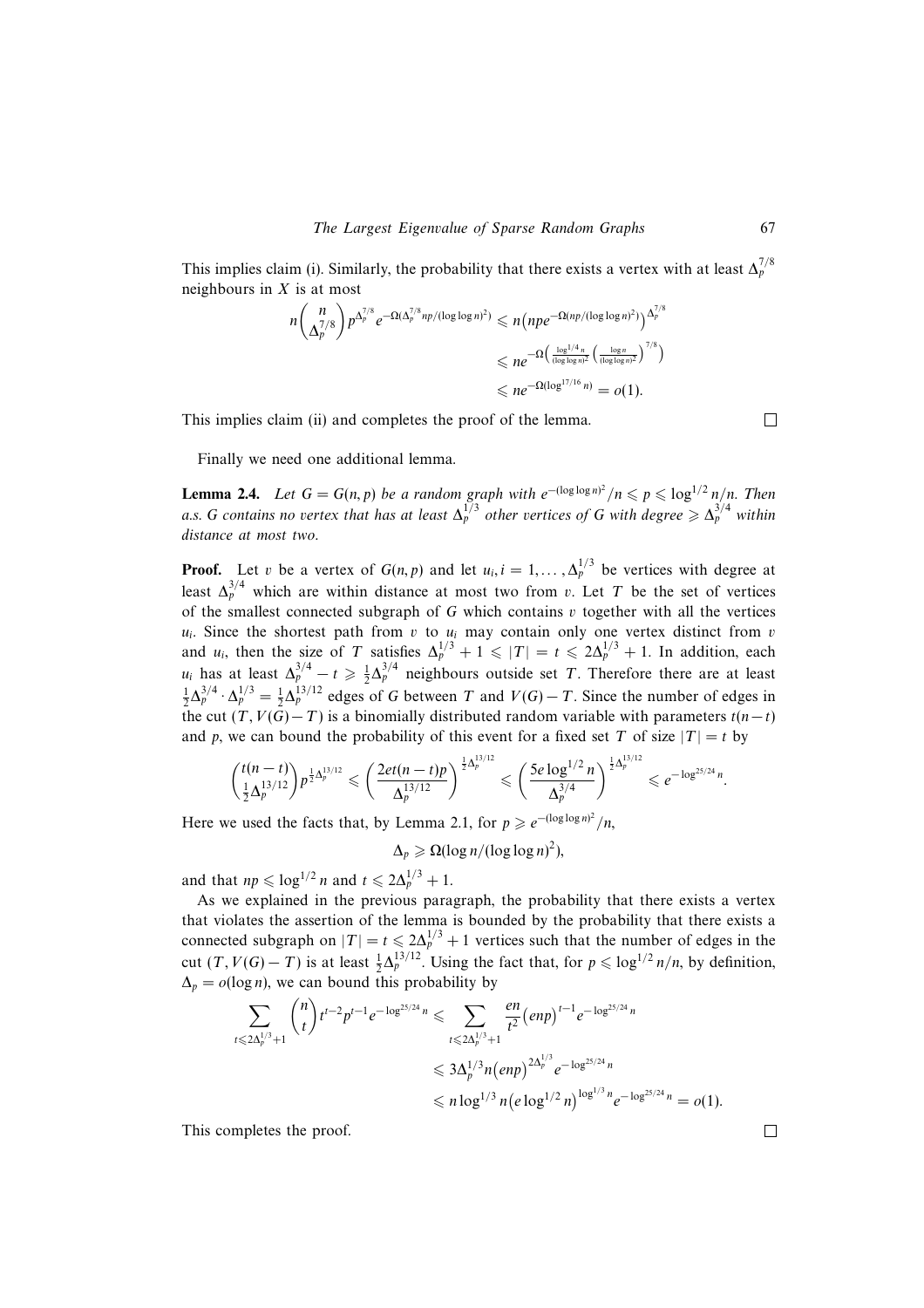This implies claim (i). Similarly, the probability that there exists a vertex with at least $\Delta_p^{7/8}$ neighbours in $X$ is at most

$$
\begin{aligned}
n\binom{n}{\Delta_p^{7/8}} p^{\Delta_p^{7/8}} e^{-\Omega(\Delta_p^{7/8} np/(\log\log n)^2)} &\leqslant n\big(npe^{-\Omega(np/(\log\log n)^2)}\big)^{\Delta_p^{7/8}} \\
&\leqslant ne^{-\Omega\left(\frac{\log^{1/4} n}{(\log\log n)^2}\left(\frac{\log n}{(\log\log n)^2}\right)^{7/8}\right)} \\
&\leqslant ne^{-\Omega(\log^{17/16} n)} = o(1).
\end{aligned}
$$

This implies claim (ii) and completes the proof of the lemma. □

Finally we need one additional lemma.

**Lemma 2.4.** *Let $G = G(n,p)$ be a random graph with $e^{-(\log\log n)^2}/n \leqslant p \leqslant \log^{1/2} n/n$. Then a.s. $G$ contains no vertex that has at least $\Delta_p^{1/3}$ other vertices of $G$ with degree $\geqslant \Delta_p^{3/4}$ within distance at most two.*

**Proof.** Let $v$ be a vertex of $G(n,p)$ and let $u_i, i = 1, \ldots, \Delta_p^{1/3}$ be vertices with degree at least $\Delta_p^{3/4}$ which are within distance at most two from $v$. Let $T$ be the set of vertices of the smallest connected subgraph of $G$ which contains $v$ together with all the vertices $u_i$. Since the shortest path from $v$ to $u_i$ may contain only one vertex distinct from $v$ and $u_i$, then the size of $T$ satisfies $\Delta_p^{1/3} + 1 \leqslant |T| = t \leqslant 2\Delta_p^{1/3} + 1$. In addition, each $u_i$ has at least $\Delta_p^{3/4} - t \geqslant \frac{1}{2}\Delta_p^{3/4}$ neighbours outside set $T$. Therefore there are at least $\frac{1}{2}\Delta_p^{3/4} \cdot \Delta_p^{1/3} = \frac{1}{2}\Delta_p^{13/12}$ edges of $G$ between $T$ and $V(G) - T$. Since the number of edges in the cut $(T, V(G) - T)$ is a binomially distributed random variable with parameters $t(n-t)$ and $p$, we can bound the probability of this event for a fixed set $T$ of size $|T| = t$ by

$$
\binom{t(n-t)}{\frac{1}{2}\Delta_p^{13/12}} p^{\frac{1}{2}\Delta_p^{13/12}} \leqslant \left(\frac{2et(n-t)p}{\Delta_p^{13/12}}\right)^{\frac{1}{2}\Delta_p^{13/12}} \leqslant \left(\frac{5e\log^{1/2} n}{\Delta_p^{3/4}}\right)^{\frac{1}{2}\Delta_p^{13/12}} \leqslant e^{-\log^{25/24} n}.
$$

Here we used the facts that, by Lemma 2.1, for $p \geqslant e^{-(\log\log n)^2}/n$,

$$
\Delta_p \geqslant \Omega(\log n/(\log\log n)^2),
$$

and that $np \leqslant \log^{1/2} n$ and $t \leqslant 2\Delta_p^{1/3} + 1$.

As we explained in the previous paragraph, the probability that there exists a vertex that violates the assertion of the lemma is bounded by the probability that there exists a connected subgraph on $|T| = t \leqslant 2\Delta_p^{1/3} + 1$ vertices such that the number of edges in the cut $(T, V(G) - T)$ is at least $\frac{1}{2}\Delta_p^{13/12}$. Using the fact that, for $p \leqslant \log^{1/2} n/n$, by definition, $\Delta_p = o(\log n)$, we can bound this probability by

$$
\begin{aligned}
\sum_{t \leqslant 2\Delta_p^{1/3}+1} \binom{n}{t} t^{t-2} p^{t-1} e^{-\log^{25/24} n} &\leqslant \sum_{t \leqslant 2\Delta_p^{1/3}+1} \frac{en}{t^2}\big(enp\big)^{t-1} e^{-\log^{25/24} n} \\
&\leqslant 3\Delta_p^{1/3} n \big(enp\big)^{2\Delta_p^{1/3}} e^{-\log^{25/24} n} \\
&\leqslant n\log^{1/3} n \big(e\log^{1/2} n\big)^{\log^{1/3} n} e^{-\log^{25/24} n} = o(1).
\end{aligned}
$$

This completes the proof. □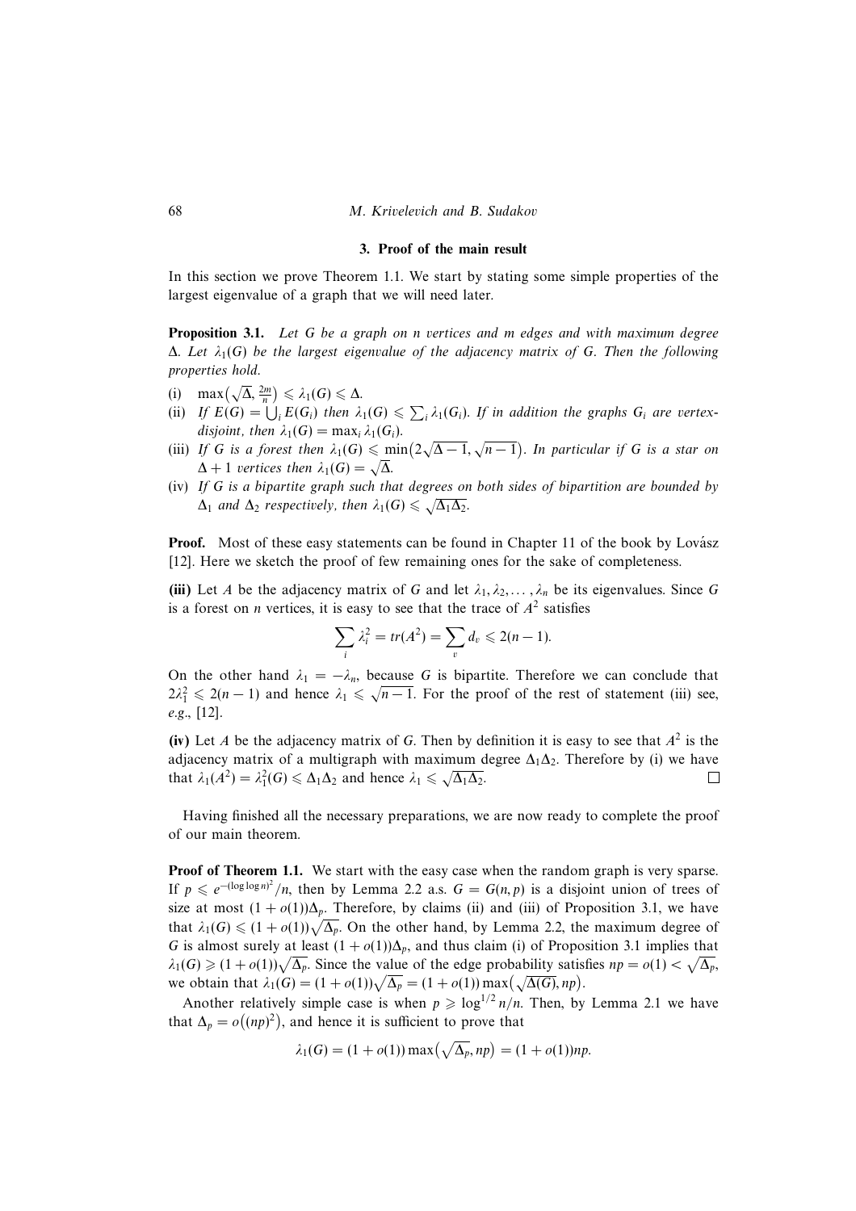### 3. Proof of the main result

In this section we prove Theorem 1.1. We start by stating some simple properties of the largest eigenvalue of a graph that we will need later.

**Proposition 3.1.** *Let $G$ be a graph on $n$ vertices and $m$ edges and with maximum degree $\Delta$. Let $\lambda_1(G)$ be the largest eigenvalue of the adjacency matrix of $G$. Then the following properties hold.*

- (i) $\max\left(\sqrt{\Delta}, \frac{2m}{n}\right) \leqslant \lambda_1(G) \leqslant \Delta$.
- (ii) *If $E(G) = \bigcup_i E(G_i)$ then $\lambda_1(G) \leqslant \sum_i \lambda_1(G_i)$. If in addition the graphs $G_i$ are vertex-disjoint, then $\lambda_1(G) = \max_i \lambda_1(G_i)$.*
- (iii) *If $G$ is a forest then $\lambda_1(G) \leqslant \min\left(2\sqrt{\Delta - 1}, \sqrt{n-1}\right)$. In particular if $G$ is a star on $\Delta + 1$ vertices then $\lambda_1(G) = \sqrt{\Delta}$.*
- (iv) *If $G$ is a bipartite graph such that degrees on both sides of bipartition are bounded by $\Delta_1$ and $\Delta_2$ respectively, then $\lambda_1(G) \leqslant \sqrt{\Delta_1 \Delta_2}$.*

**Proof.** Most of these easy statements can be found in Chapter 11 of the book by Lovász [12]. Here we sketch the proof of few remaining ones for the sake of completeness.

**(iii)** Let $A$ be the adjacency matrix of $G$ and let $\lambda_1, \lambda_2, \ldots, \lambda_n$ be its eigenvalues. Since $G$ is a forest on $n$ vertices, it is easy to see that the trace of $A^2$ satisfies

$$\sum_i \lambda_i^2 = tr(A^2) = \sum_v d_v \leqslant 2(n-1).$$

On the other hand $\lambda_1 = -\lambda_n$, because $G$ is bipartite. Therefore we can conclude that $2\lambda_1^2 \leqslant 2(n-1)$ and hence $\lambda_1 \leqslant \sqrt{n-1}$. For the proof of the rest of statement (iii) see, *e.g.*, [12].

**(iv)** Let $A$ be the adjacency matrix of $G$. Then by definition it is easy to see that $A^2$ is the adjacency matrix of a multigraph with maximum degree $\Delta_1\Delta_2$. Therefore by (i) we have that $\lambda_1(A^2) = \lambda_1^2(G) \leqslant \Delta_1\Delta_2$ and hence $\lambda_1 \leqslant \sqrt{\Delta_1\Delta_2}$. □

Having finished all the necessary preparations, we are now ready to complete the proof of our main theorem.

**Proof of Theorem 1.1.** We start with the easy case when the random graph is very sparse. If $p \leqslant e^{-(\log\log n)^2}/n$, then by Lemma 2.2 a.s. $G = G(n, p)$ is a disjoint union of trees of size at most $(1 + o(1))\Delta_p$. Therefore, by claims (ii) and (iii) of Proposition 3.1, we have that $\lambda_1(G) \leqslant (1 + o(1))\sqrt{\Delta_p}$. On the other hand, by Lemma 2.2, the maximum degree of $G$ is almost surely at least $(1 + o(1))\Delta_p$, and thus claim (i) of Proposition 3.1 implies that $\lambda_1(G) \geqslant (1 + o(1))\sqrt{\Delta_p}$. Since the value of the edge probability satisfies $np = o(1) < \sqrt{\Delta_p}$, we obtain that $\lambda_1(G) = (1 + o(1))\sqrt{\Delta_p} = (1 + o(1))\max\left(\sqrt{\Delta(G)}, np\right)$.

Another relatively simple case is when $p \geqslant \log^{1/2} n/n$. Then, by Lemma 2.1 we have that $\Delta_p = o\left((np)^2\right)$, and hence it is sufficient to prove that

$$\lambda_1(G) = (1 + o(1))\max\left(\sqrt{\Delta_p}, np\right) = (1 + o(1))np.$$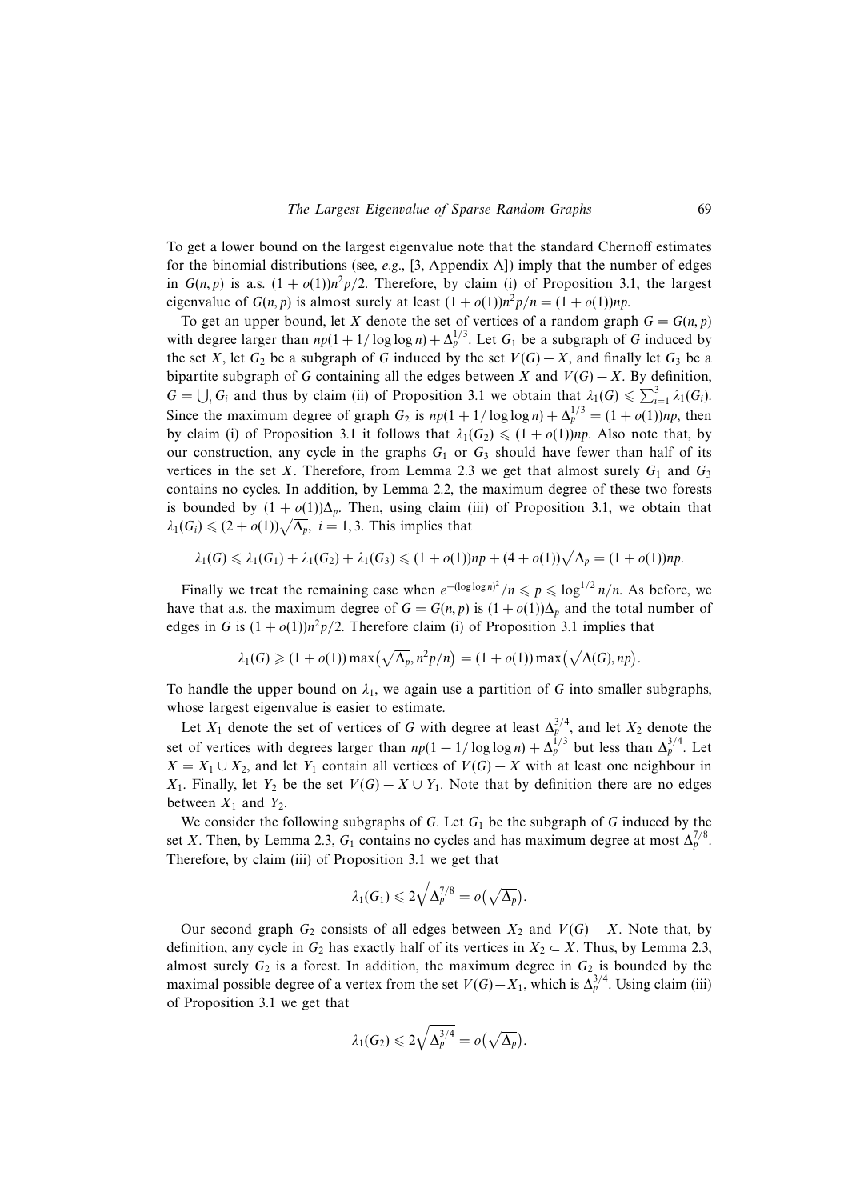To get a lower bound on the largest eigenvalue note that the standard Chernoff estimates for the binomial distributions (see, *e.g.*, [3, Appendix A]) imply that the number of edges in $G(n,p)$ is a.s. $(1+o(1))n^2p/2$. Therefore, by claim (i) of Proposition 3.1, the largest eigenvalue of $G(n,p)$ is almost surely at least $(1+o(1))n^2p/n = (1+o(1))np$.

To get an upper bound, let $X$ denote the set of vertices of a random graph $G = G(n,p)$ with degree larger than $np(1+1/\log\log n) + \Delta_p^{1/3}$. Let $G_1$ be a subgraph of $G$ induced by the set $X$, let $G_2$ be a subgraph of $G$ induced by the set $V(G) - X$, and finally let $G_3$ be a bipartite subgraph of $G$ containing all the edges between $X$ and $V(G) - X$. By definition, $G = \bigcup_i G_i$ and thus by claim (ii) of Proposition 3.1 we obtain that $\lambda_1(G) \leqslant \sum_{i=1}^{3} \lambda_1(G_i)$. Since the maximum degree of graph $G_2$ is $np(1+1/\log\log n) + \Delta_p^{1/3} = (1+o(1))np$, then by claim (i) of Proposition 3.1 it follows that $\lambda_1(G_2) \leqslant (1+o(1))np$. Also note that, by our construction, any cycle in the graphs $G_1$ or $G_3$ should have fewer than half of its vertices in the set $X$. Therefore, from Lemma 2.3 we get that almost surely $G_1$ and $G_3$ contains no cycles. In addition, by Lemma 2.2, the maximum degree of these two forests is bounded by $(1+o(1))\Delta_p$. Then, using claim (iii) of Proposition 3.1, we obtain that $\lambda_1(G_i) \leqslant (2+o(1))\sqrt{\Delta_p}$, $i = 1, 3$. This implies that

$$\lambda_1(G) \leqslant \lambda_1(G_1) + \lambda_1(G_2) + \lambda_1(G_3) \leqslant (1+o(1))np + (4+o(1))\sqrt{\Delta_p} = (1+o(1))np.$$

Finally we treat the remaining case when $e^{-(\log\log n)^2}/n \leqslant p \leqslant \log^{1/2} n/n$. As before, we have that a.s. the maximum degree of $G = G(n,p)$ is $(1+o(1))\Delta_p$ and the total number of edges in $G$ is $(1+o(1))n^2p/2$. Therefore claim (i) of Proposition 3.1 implies that

$$\lambda_1(G) \geqslant (1+o(1)) \max\bigl(\sqrt{\Delta_p}, n^2p/n\bigr) = (1+o(1)) \max\bigl(\sqrt{\Delta(G)}, np\bigr).$$

To handle the upper bound on $\lambda_1$, we again use a partition of $G$ into smaller subgraphs, whose largest eigenvalue is easier to estimate.

Let $X_1$ denote the set of vertices of $G$ with degree at least $\Delta_p^{3/4}$, and let $X_2$ denote the set of vertices with degrees larger than $np(1+1/\log\log n) + \Delta_p^{1/3}$ but less than $\Delta_p^{3/4}$. Let $X = X_1 \cup X_2$, and let $Y_1$ contain all vertices of $V(G) - X$ with at least one neighbour in $X_1$. Finally, let $Y_2$ be the set $V(G) - X \cup Y_1$. Note that by definition there are no edges between $X_1$ and $Y_2$.

We consider the following subgraphs of $G$. Let $G_1$ be the subgraph of $G$ induced by the set $X$. Then, by Lemma 2.3, $G_1$ contains no cycles and has maximum degree at most $\Delta_p^{7/8}$. Therefore, by claim (iii) of Proposition 3.1 we get that

$$\lambda_1(G_1) \leqslant 2\sqrt{\Delta_p^{7/8}} = o\bigl(\sqrt{\Delta_p}\bigr).$$

Our second graph $G_2$ consists of all edges between $X_2$ and $V(G) - X$. Note that, by definition, any cycle in $G_2$ has exactly half of its vertices in $X_2 \subset X$. Thus, by Lemma 2.3, almost surely $G_2$ is a forest. In addition, the maximum degree in $G_2$ is bounded by the maximal possible degree of a vertex from the set $V(G) - X_1$, which is $\Delta_p^{3/4}$. Using claim (iii) of Proposition 3.1 we get that

$$\lambda_1(G_2) \leqslant 2\sqrt{\Delta_p^{3/4}} = o\bigl(\sqrt{\Delta_p}\bigr).$$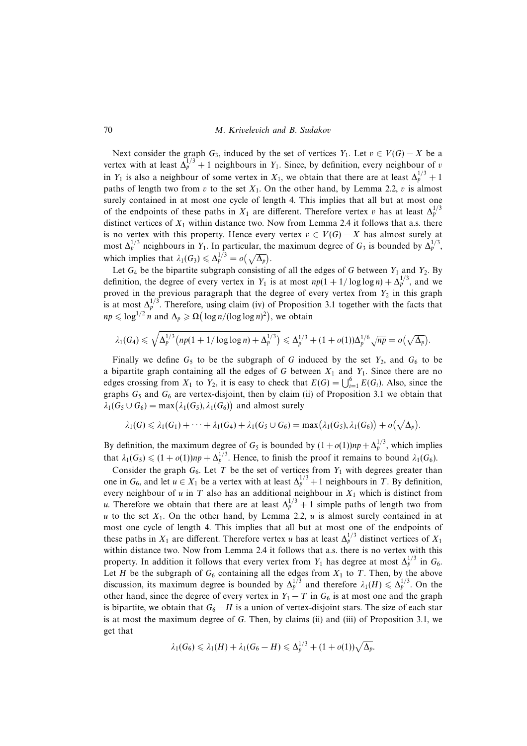Next consider the graph $G_3$, induced by the set of vertices $Y_1$. Let $v \in V(G) - X$ be a vertex with at least $\Delta_p^{1/3} + 1$ neighbours in $Y_1$. Since, by definition, every neighbour of $v$ in $Y_1$ is also a neighbour of some vertex in $X_1$, we obtain that there are at least $\Delta_p^{1/3} + 1$ paths of length two from $v$ to the set $X_1$. On the other hand, by Lemma 2.2, $v$ is almost surely contained in at most one cycle of length 4. This implies that all but at most one of the endpoints of these paths in $X_1$ are different. Therefore vertex $v$ has at least $\Delta_p^{1/3}$ distinct vertices of $X_1$ within distance two. Now from Lemma 2.4 it follows that a.s. there is no vertex with this property. Hence every vertex $v \in V(G) - X$ has almost surely at most $\Delta_p^{1/3}$ neighbours in $Y_1$. In particular, the maximum degree of $G_3$ is bounded by $\Delta_p^{1/3}$, which implies that $\lambda_1(G_3) \leqslant \Delta_p^{1/3} = o\big(\sqrt{\Delta_p}\big)$.

Let $G_4$ be the bipartite subgraph consisting of all the edges of $G$ between $Y_1$ and $Y_2$. By definition, the degree of every vertex in $Y_1$ is at most $np(1 + 1/\log\log n) + \Delta_p^{1/3}$, and we proved in the previous paragraph that the degree of every vertex from $Y_2$ in this graph is at most $\Delta_p^{1/3}$. Therefore, using claim (iv) of Proposition 3.1 together with the facts that $np \leqslant \log^{1/2} n$ and $\Delta_p \geqslant \Omega\big(\log n/(\log\log n)^2\big)$, we obtain

$$\lambda_1(G_4) \leqslant \sqrt{\Delta_p^{1/3}\big(np(1 + 1/\log\log n) + \Delta_p^{1/3}\big)} \leqslant \Delta_p^{1/3} + (1 + o(1))\Delta_p^{1/6}\sqrt{np} = o\big(\sqrt{\Delta_p}\big).$$

Finally we define $G_5$ to be the subgraph of $G$ induced by the set $Y_2$, and $G_6$ to be a bipartite graph containing all the edges of $G$ between $X_1$ and $Y_1$. Since there are no edges crossing from $X_1$ to $Y_2$, it is easy to check that $E(G) = \bigcup_{i=1}^{6} E(G_i)$. Also, since the graphs $G_5$ and $G_6$ are vertex-disjoint, then by claim (ii) of Proposition 3.1 we obtain that $\lambda_1(G_5 \cup G_6) = \max\big(\lambda_1(G_5), \lambda_1(G_6)\big)$ and almost surely

$$\lambda_1(G) \leqslant \lambda_1(G_1) + \cdots + \lambda_1(G_4) + \lambda_1(G_5 \cup G_6) = \max\big(\lambda_1(G_5), \lambda_1(G_6)\big) + o\big(\sqrt{\Delta_p}\big).$$

By definition, the maximum degree of $G_5$ is bounded by $(1 + o(1))np + \Delta_p^{1/3}$, which implies that $\lambda_1(G_5) \leqslant (1 + o(1))np + \Delta_p^{1/3}$. Hence, to finish the proof it remains to bound $\lambda_1(G_6)$.

Consider the graph $G_6$. Let $T$ be the set of vertices from $Y_1$ with degrees greater than one in $G_6$, and let $u \in X_1$ be a vertex with at least $\Delta_p^{1/3} + 1$ neighbours in $T$. By definition, every neighbour of $u$ in $T$ also has an additional neighbour in $X_1$ which is distinct from $u$. Therefore we obtain that there are at least $\Delta_p^{1/3} + 1$ simple paths of length two from $u$ to the set $X_1$. On the other hand, by Lemma 2.2, $u$ is almost surely contained in at most one cycle of length 4. This implies that all but at most one of the endpoints of these paths in $X_1$ are different. Therefore vertex $u$ has at least $\Delta_p^{1/3}$ distinct vertices of $X_1$ within distance two. Now from Lemma 2.4 it follows that a.s. there is no vertex with this property. In addition it follows that every vertex from $Y_1$ has degree at most $\Delta_p^{1/3}$ in $G_6$. Let $H$ be the subgraph of $G_6$ containing all the edges from $X_1$ to $T$. Then, by the above discussion, its maximum degree is bounded by $\Delta_p^{1/3}$ and therefore $\lambda_1(H) \leqslant \Delta_p^{1/3}$. On the other hand, since the degree of every vertex in $Y_1 - T$ in $G_6$ is at most one and the graph is bipartite, we obtain that $G_6 - H$ is a union of vertex-disjoint stars. The size of each star is at most the maximum degree of $G$. Then, by claims (ii) and (iii) of Proposition 3.1, we get that

$$\lambda_1(G_6) \leqslant \lambda_1(H) + \lambda_1(G_6 - H) \leqslant \Delta_p^{1/3} + (1 + o(1))\sqrt{\Delta_p}.$$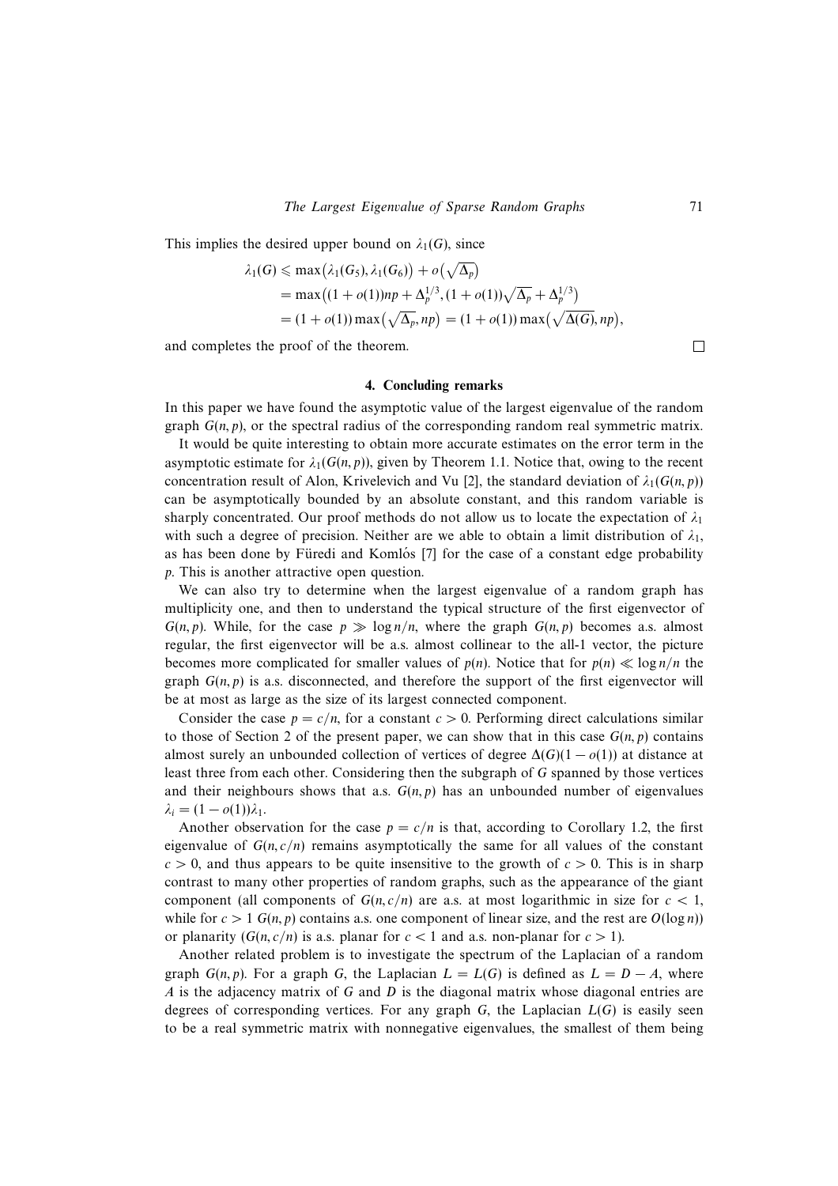This implies the desired upper bound on $\lambda_1(G)$, since

$$
\begin{aligned}
\lambda_1(G) &\leqslant \max\big(\lambda_1(G_5), \lambda_1(G_6)\big) + o\big(\sqrt{\Delta_p}\big) \\
&= \max\big((1+o(1))np + \Delta_p^{1/3}, (1+o(1))\sqrt{\Delta_p} + \Delta_p^{1/3}\big) \\
&= (1+o(1)) \max\big(\sqrt{\Delta_p}, np\big) = (1+o(1)) \max\big(\sqrt{\Delta(G)}, np\big),
\end{aligned}
$$

and completes the proof of the theorem. □

## 4. Concluding remarks

In this paper we have found the asymptotic value of the largest eigenvalue of the random graph $G(n, p)$, or the spectral radius of the corresponding random real symmetric matrix.

It would be quite interesting to obtain more accurate estimates on the error term in the asymptotic estimate for $\lambda_1(G(n, p))$, given by Theorem 1.1. Notice that, owing to the recent concentration result of Alon, Krivelevich and Vu [2], the standard deviation of $\lambda_1(G(n, p))$ can be asymptotically bounded by an absolute constant, and this random variable is sharply concentrated. Our proof methods do not allow us to locate the expectation of $\lambda_1$ with such a degree of precision. Neither are we able to obtain a limit distribution of $\lambda_1$, as has been done by Füredi and Komlós [7] for the case of a constant edge probability $p$. This is another attractive open question.

We can also try to determine when the largest eigenvalue of a random graph has multiplicity one, and then to understand the typical structure of the first eigenvector of $G(n, p)$. While, for the case $p \gg \log n/n$, where the graph $G(n, p)$ becomes a.s. almost regular, the first eigenvector will be a.s. almost collinear to the all-1 vector, the picture becomes more complicated for smaller values of $p(n)$. Notice that for $p(n) \ll \log n/n$ the graph $G(n, p)$ is a.s. disconnected, and therefore the support of the first eigenvector will be at most as large as the size of its largest connected component.

Consider the case $p = c/n$, for a constant $c > 0$. Performing direct calculations similar to those of Section 2 of the present paper, we can show that in this case $G(n, p)$ contains almost surely an unbounded collection of vertices of degree $\Delta(G)(1 - o(1))$ at distance at least three from each other. Considering then the subgraph of $G$ spanned by those vertices and their neighbours shows that a.s. $G(n, p)$ has an unbounded number of eigenvalues $\lambda_i = (1 - o(1))\lambda_1$.

Another observation for the case $p = c/n$ is that, according to Corollary 1.2, the first eigenvalue of $G(n, c/n)$ remains asymptotically the same for all values of the constant $c > 0$, and thus appears to be quite insensitive to the growth of $c > 0$. This is in sharp contrast to many other properties of random graphs, such as the appearance of the giant component (all components of $G(n, c/n)$ are a.s. at most logarithmic in size for $c < 1$, while for $c > 1$ $G(n, p)$ contains a.s. one component of linear size, and the rest are $O(\log n)$) or planarity ($G(n, c/n)$ is a.s. planar for $c < 1$ and a.s. non-planar for $c > 1$).

Another related problem is to investigate the spectrum of the Laplacian of a random graph $G(n, p)$. For a graph $G$, the Laplacian $L = L(G)$ is defined as $L = D - A$, where $A$ is the adjacency matrix of $G$ and $D$ is the diagonal matrix whose diagonal entries are degrees of corresponding vertices. For any graph $G$, the Laplacian $L(G)$ is easily seen to be a real symmetric matrix with nonnegative eigenvalues, the smallest of them being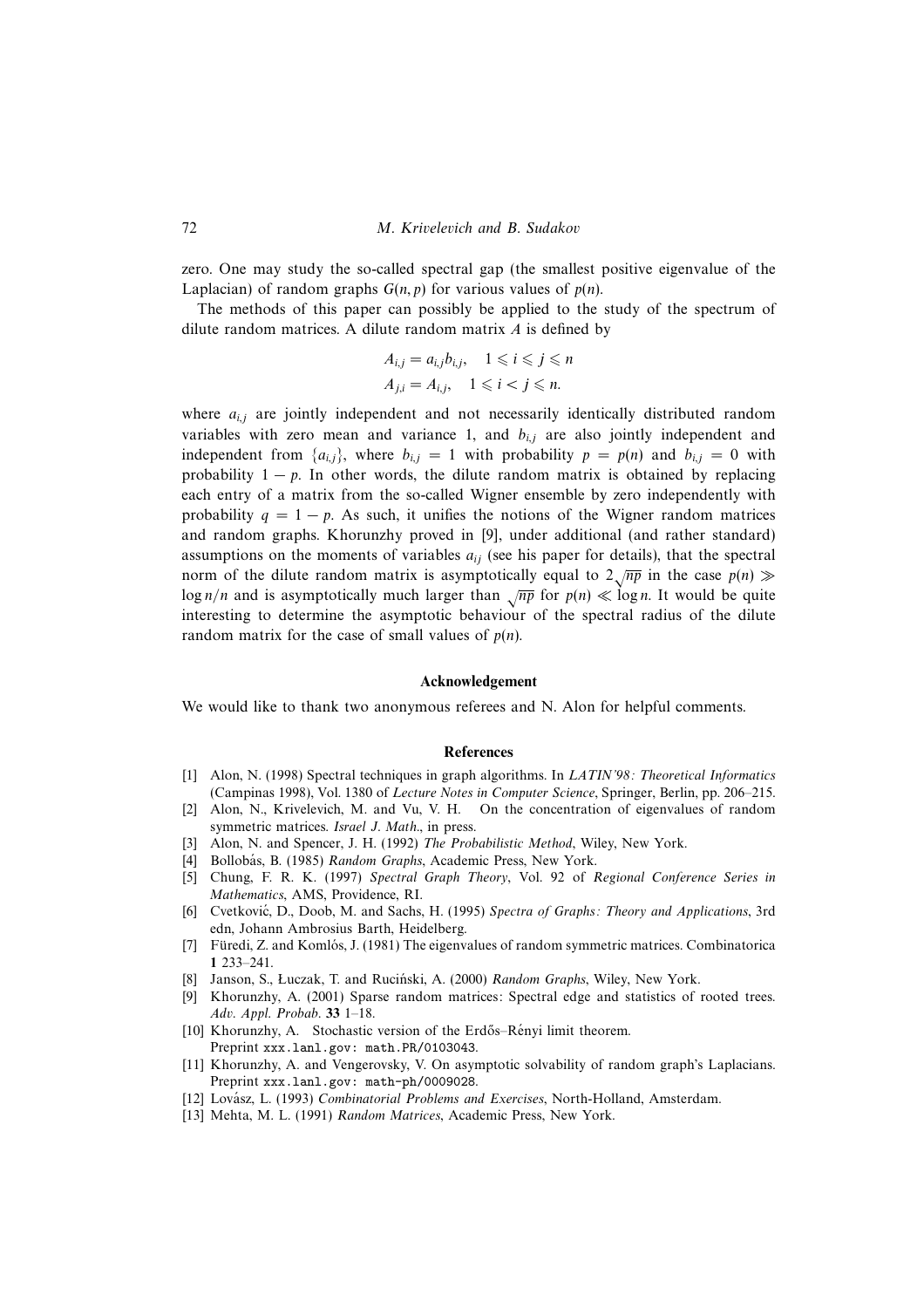zero. One may study the so-called spectral gap (the smallest positive eigenvalue of the Laplacian) of random graphs $G(n, p)$ for various values of $p(n)$.

The methods of this paper can possibly be applied to the study of the spectrum of dilute random matrices. A dilute random matrix $A$ is defined by

$$A_{i,j} = a_{i,j} b_{i,j}, \quad 1 \leqslant i \leqslant j \leqslant n$$
$$A_{j,i} = A_{i,j}, \quad 1 \leqslant i < j \leqslant n.$$

where $a_{i,j}$ are jointly independent and not necessarily identically distributed random variables with zero mean and variance 1, and $b_{i,j}$ are also jointly independent and independent from $\{a_{i,j}\}$, where $b_{i,j} = 1$ with probability $p = p(n)$ and $b_{i,j} = 0$ with probability $1 - p$. In other words, the dilute random matrix is obtained by replacing each entry of a matrix from the so-called Wigner ensemble by zero independently with probability $q = 1 - p$. As such, it unifies the notions of the Wigner random matrices and random graphs. Khorunzhy proved in [9], under additional (and rather standard) assumptions on the moments of variables $a_{ij}$ (see his paper for details), that the spectral norm of the dilute random matrix is asymptotically equal to $2\sqrt{np}$ in the case $p(n) \gg \log n/n$ and is asymptotically much larger than $\sqrt{np}$ for $p(n) \ll \log n$. It would be quite interesting to determine the asymptotic behaviour of the spectral radius of the dilute random matrix for the case of small values of $p(n)$.

## Acknowledgement

We would like to thank two anonymous referees and N. Alon for helpful comments.

## References

[1] Alon, N. (1998) Spectral techniques in graph algorithms. In *LATIN'98: Theoretical Informatics* (Campinas 1998), Vol. 1380 of *Lecture Notes in Computer Science*, Springer, Berlin, pp. 206–215.

[2] Alon, N., Krivelevich, M. and Vu, V. H. On the concentration of eigenvalues of random symmetric matrices. *Israel J. Math*., in press.

[3] Alon, N. and Spencer, J. H. (1992) *The Probabilistic Method*, Wiley, New York.

[4] Bollobás, B. (1985) *Random Graphs*, Academic Press, New York.

[5] Chung, F. R. K. (1997) *Spectral Graph Theory*, Vol. 92 of *Regional Conference Series in Mathematics*, AMS, Providence, RI.

[6] Cvetković, D., Doob, M. and Sachs, H. (1995) *Spectra of Graphs: Theory and Applications*, 3rd edn, Johann Ambrosius Barth, Heidelberg.

[7] Füredi, Z. and Komlós, J. (1981) The eigenvalues of random symmetric matrices. Combinatorica **1** 233–241.

[8] Janson, S., Łuczak, T. and Ruciński, A. (2000) *Random Graphs*, Wiley, New York.

[9] Khorunzhy, A. (2001) Sparse random matrices: Spectral edge and statistics of rooted trees. *Adv. Appl. Probab*. **33** 1–18.

[10] Khorunzhy, A. Stochastic version of the Erdős–Rényi limit theorem. Preprint xxx.lanl.gov: math.PR/0103043.

[11] Khorunzhy, A. and Vengerovsky, V. On asymptotic solvability of random graph's Laplacians. Preprint xxx.lanl.gov: math-ph/0009028.

[12] Lovász, L. (1993) *Combinatorial Problems and Exercises*, North-Holland, Amsterdam.

[13] Mehta, M. L. (1991) *Random Matrices*, Academic Press, New York.